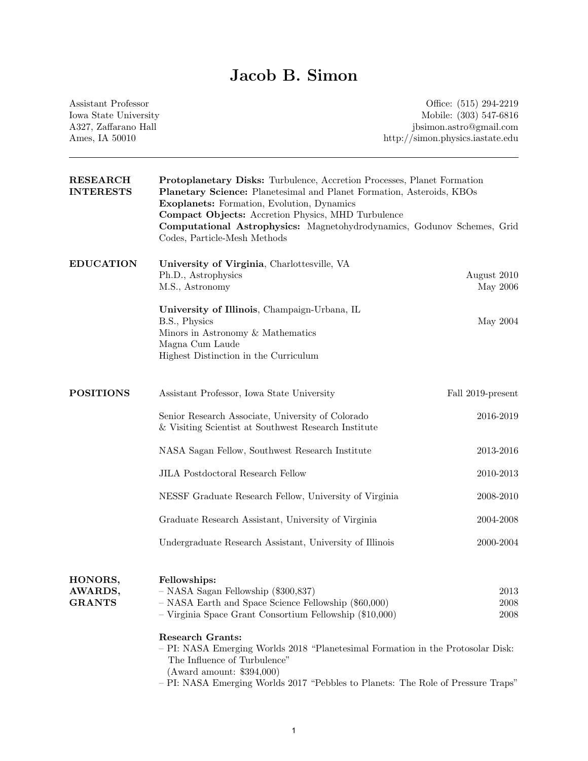# Jacob B. Simon

Assistant Professor
Iowa State University
A327, Zaffarano Hall
Ames, IA 50010

Office: (515) 294-2219
Mobile: (303) 547-6816
jbsimon.astro@gmail.com
http://simon.physics.iastate.edu

---

## RESEARCH INTERESTS

**Protoplanetary Disks:** Turbulence, Accretion Processes, Planet Formation
**Planetary Science:** Planetesimal and Planet Formation, Asteroids, KBOs
**Exoplanets:** Formation, Evolution, Dynamics
**Compact Objects:** Accretion Physics, MHD Turbulence
**Computational Astrophysics:** Magnetohydrodynamics, Godunov Schemes, Grid Codes, Particle-Mesh Methods

## EDUCATION

**University of Virginia**, Charlottesville, VA
Ph.D., Astrophysics — August 2010
M.S., Astronomy — May 2006

**University of Illinois**, Champaign-Urbana, IL
B.S., Physics — May 2004
Minors in Astronomy & Mathematics
Magna Cum Laude
Highest Distinction in the Curriculum

## POSITIONS

Assistant Professor, Iowa State University — Fall 2019-present

Senior Research Associate, University of Colorado & Visiting Scientist at Southwest Research Institute — 2016-2019

NASA Sagan Fellow, Southwest Research Institute — 2013-2016

JILA Postdoctoral Research Fellow — 2010-2013

NESSF Graduate Research Fellow, University of Virginia — 2008-2010

Graduate Research Assistant, University of Virginia — 2004-2008

Undergraduate Research Assistant, University of Illinois — 2000-2004

## HONORS, AWARDS, GRANTS

**Fellowships:**
– NASA Sagan Fellowship ($300,837) — 2013
– NASA Earth and Space Science Fellowship ($60,000) — 2008
– Virginia Space Grant Consortium Fellowship ($10,000) — 2008

**Research Grants:**
– PI: NASA Emerging Worlds 2018 "Planetesimal Formation in the Protosolar Disk: The Influence of Turbulence"
(Award amount: $394,000)
– PI: NASA Emerging Worlds 2017 "Pebbles to Planets: The Role of Pressure Traps"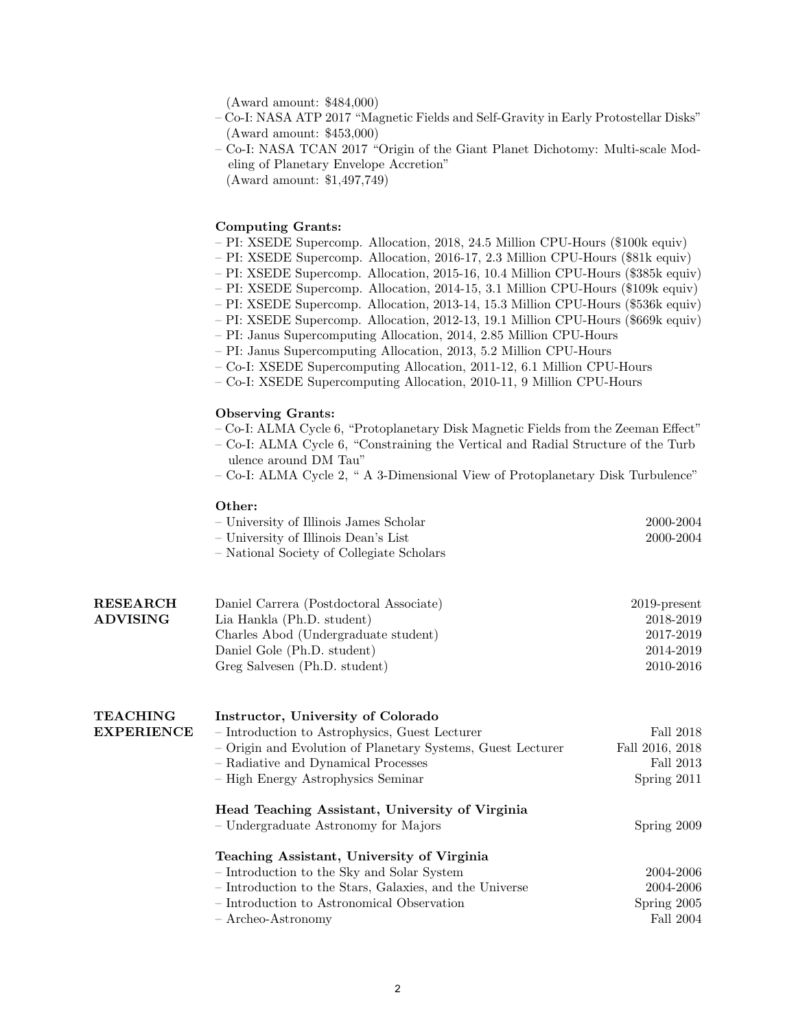(Award amount: $484,000)
– Co-I: NASA ATP 2017 "Magnetic Fields and Self-Gravity in Early Protostellar Disks" (Award amount: $453,000)
– Co-I: NASA TCAN 2017 "Origin of the Giant Planet Dichotomy: Multi-scale Modeling of Planetary Envelope Accretion"
(Award amount: $1,497,749)

**Computing Grants:**
– PI: XSEDE Supercomp. Allocation, 2018, 24.5 Million CPU-Hours ($100k equiv)
– PI: XSEDE Supercomp. Allocation, 2016-17, 2.3 Million CPU-Hours ($81k equiv)
– PI: XSEDE Supercomp. Allocation, 2015-16, 10.4 Million CPU-Hours ($385k equiv)
– PI: XSEDE Supercomp. Allocation, 2014-15, 3.1 Million CPU-Hours ($109k equiv)
– PI: XSEDE Supercomp. Allocation, 2013-14, 15.3 Million CPU-Hours ($536k equiv)
– PI: XSEDE Supercomp. Allocation, 2012-13, 19.1 Million CPU-Hours ($669k equiv)
– PI: Janus Supercomputing Allocation, 2014, 2.85 Million CPU-Hours
– PI: Janus Supercomputing Allocation, 2013, 5.2 Million CPU-Hours
– Co-I: XSEDE Supercomputing Allocation, 2011-12, 6.1 Million CPU-Hours
– Co-I: XSEDE Supercomputing Allocation, 2010-11, 9 Million CPU-Hours

**Observing Grants:**
– Co-I: ALMA Cycle 6, "Protoplanetary Disk Magnetic Fields from the Zeeman Effect"
– Co-I: ALMA Cycle 6, "Constraining the Vertical and Radial Structure of the Turbulence around DM Tau"
– Co-I: ALMA Cycle 2, " A 3-Dimensional View of Protoplanetary Disk Turbulence"

**Other:**
– University of Illinois James Scholar 2000-2004
– University of Illinois Dean's List 2000-2004
– National Society of Collegiate Scholars

## RESEARCH ADVISING

Daniel Carrera (Postdoctoral Associate) 2019-present
Lia Hankla (Ph.D. student) 2018-2019
Charles Abod (Undergraduate student) 2017-2019
Daniel Gole (Ph.D. student) 2014-2019
Greg Salvesen (Ph.D. student) 2010-2016

## TEACHING EXPERIENCE

**Instructor, University of Colorado**
– Introduction to Astrophysics, Guest Lecturer Fall 2018
– Origin and Evolution of Planetary Systems, Guest Lecturer Fall 2016, 2018
– Radiative and Dynamical Processes Fall 2013
– High Energy Astrophysics Seminar Spring 2011

**Head Teaching Assistant, University of Virginia**
– Undergraduate Astronomy for Majors Spring 2009

**Teaching Assistant, University of Virginia**
– Introduction to the Sky and Solar System 2004-2006
– Introduction to the Stars, Galaxies, and the Universe 2004-2006
– Introduction to Astronomical Observation Spring 2005
– Archeo-Astronomy Fall 2004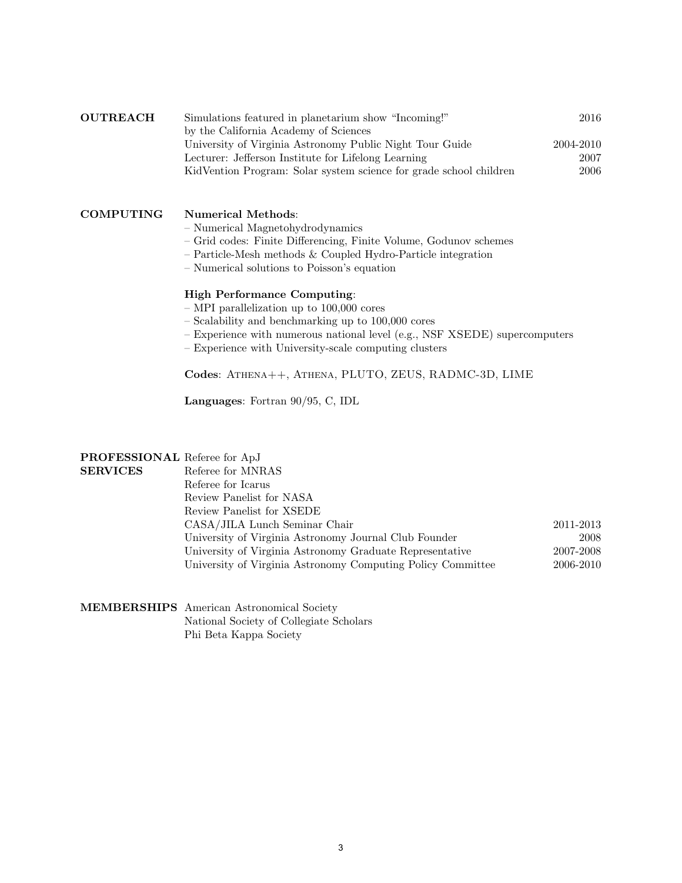## OUTREACH

| | |
|---|---|
| Simulations featured in planetarium show "Incoming!" by the California Academy of Sciences | 2016 |
| University of Virginia Astronomy Public Night Tour Guide | 2004-2010 |
| Lecturer: Jefferson Institute for Lifelong Learning | 2007 |
| KidVention Program: Solar system science for grade school children | 2006 |

## COMPUTING

**Numerical Methods**:
– Numerical Magnetohydrodynamics
– Grid codes: Finite Differencing, Finite Volume, Godunov schemes
– Particle-Mesh methods & Coupled Hydro-Particle integration
– Numerical solutions to Poisson's equation

**High Performance Computing**:
– MPI parallelization up to 100,000 cores
– Scalability and benchmarking up to 100,000 cores
– Experience with numerous national level (e.g., NSF XSEDE) supercomputers
– Experience with University-scale computing clusters

**Codes**: Athena++, Athena, PLUTO, ZEUS, RADMC-3D, LIME

**Languages**: Fortran 90/95, C, IDL

## PROFESSIONAL SERVICES

| | |
|---|---|
| Referee for ApJ | |
| Referee for MNRAS | |
| Referee for Icarus | |
| Review Panelist for NASA | |
| Review Panelist for XSEDE | |
| CASA/JILA Lunch Seminar Chair | 2011-2013 |
| University of Virginia Astronomy Journal Club Founder | 2008 |
| University of Virginia Astronomy Graduate Representative | 2007-2008 |
| University of Virginia Astronomy Computing Policy Committee | 2006-2010 |

## MEMBERSHIPS

American Astronomical Society
National Society of Collegiate Scholars
Phi Beta Kappa Society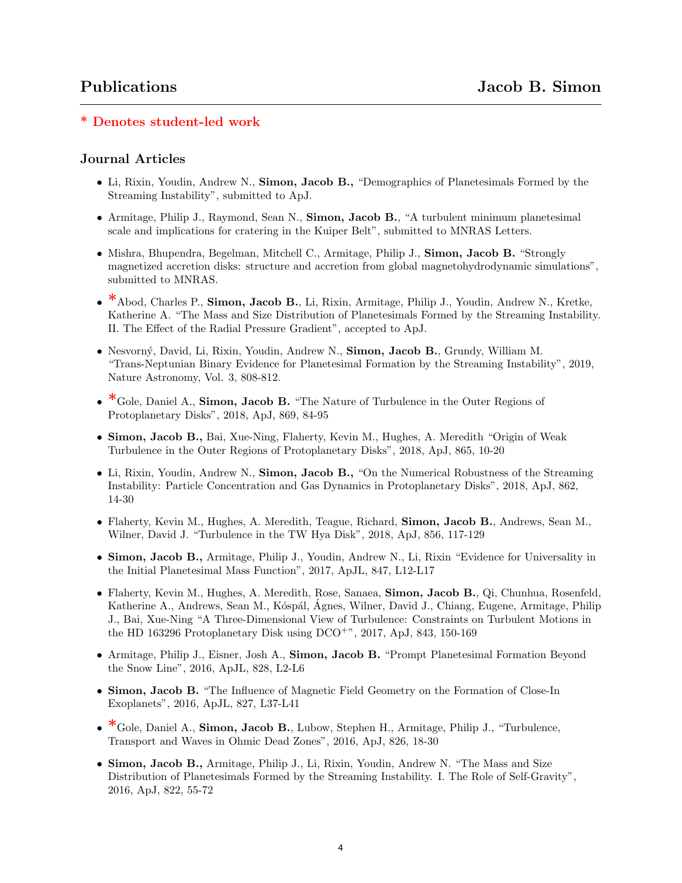# Publications — Jacob B. Simon

**\* Denotes student-led work**

## Journal Articles

- Li, Rixin, Youdin, Andrew N., **Simon, Jacob B.,** "Demographics of Planetesimals Formed by the Streaming Instability", submitted to ApJ.

- Armitage, Philip J., Raymond, Sean N., **Simon, Jacob B.**, "A turbulent minimum planetesimal scale and implications for cratering in the Kuiper Belt", submitted to MNRAS Letters.

- Mishra, Bhupendra, Begelman, Mitchell C., Armitage, Philip J., **Simon, Jacob B.** "Strongly magnetized accretion disks: structure and accretion from global magnetohydrodynamic simulations", submitted to MNRAS.

- *Abod, Charles P., **Simon, Jacob B.**, Li, Rixin, Armitage, Philip J., Youdin, Andrew N., Kretke, Katherine A. "The Mass and Size Distribution of Planetesimals Formed by the Streaming Instability. II. The Effect of the Radial Pressure Gradient", accepted to ApJ.

- Nesvorný, David, Li, Rixin, Youdin, Andrew N., **Simon, Jacob B.**, Grundy, William M. "Trans-Neptunian Binary Evidence for Planetesimal Formation by the Streaming Instability", 2019, Nature Astronomy, Vol. 3, 808-812.

- *Gole, Daniel A., **Simon, Jacob B.** "The Nature of Turbulence in the Outer Regions of Protoplanetary Disks", 2018, ApJ, 869, 84-95

- **Simon, Jacob B.,** Bai, Xue-Ning, Flaherty, Kevin M., Hughes, A. Meredith "Origin of Weak Turbulence in the Outer Regions of Protoplanetary Disks", 2018, ApJ, 865, 10-20

- Li, Rixin, Youdin, Andrew N., **Simon, Jacob B.,** "On the Numerical Robustness of the Streaming Instability: Particle Concentration and Gas Dynamics in Protoplanetary Disks", 2018, ApJ, 862, 14-30

- Flaherty, Kevin M., Hughes, A. Meredith, Teague, Richard, **Simon, Jacob B.**, Andrews, Sean M., Wilner, David J. "Turbulence in the TW Hya Disk", 2018, ApJ, 856, 117-129

- **Simon, Jacob B.,** Armitage, Philip J., Youdin, Andrew N., Li, Rixin "Evidence for Universality in the Initial Planetesimal Mass Function", 2017, ApJL, 847, L12-L17

- Flaherty, Kevin M., Hughes, A. Meredith, Rose, Sanaea, **Simon, Jacob B.**, Qi, Chunhua, Rosenfeld, Katherine A., Andrews, Sean M., Kóspál, Ágnes, Wilner, David J., Chiang, Eugene, Armitage, Philip J., Bai, Xue-Ning "A Three-Dimensional View of Turbulence: Constraints on Turbulent Motions in the HD 163296 Protoplanetary Disk using $DCO^+$", 2017, ApJ, 843, 150-169

- Armitage, Philip J., Eisner, Josh A., **Simon, Jacob B.** "Prompt Planetesimal Formation Beyond the Snow Line", 2016, ApJL, 828, L2-L6

- **Simon, Jacob B.** "The Influence of Magnetic Field Geometry on the Formation of Close-In Exoplanets", 2016, ApJL, 827, L37-L41

- *Gole, Daniel A., **Simon, Jacob B.**, Lubow, Stephen H., Armitage, Philip J., "Turbulence, Transport and Waves in Ohmic Dead Zones", 2016, ApJ, 826, 18-30

- **Simon, Jacob B.,** Armitage, Philip J., Li, Rixin, Youdin, Andrew N. "The Mass and Size Distribution of Planetesimals Formed by the Streaming Instability. I. The Role of Self-Gravity", 2016, ApJ, 822, 55-72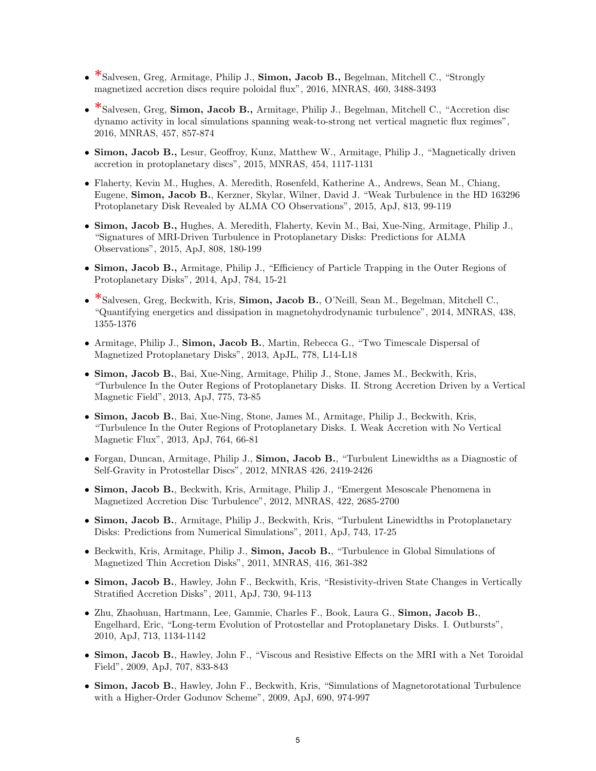- *Salvesen, Greg, Armitage, Philip J., **Simon, Jacob B.,** Begelman, Mitchell C., "Strongly magnetized accretion discs require poloidal flux", 2016, MNRAS, 460, 3488-3493

- *Salvesen, Greg, **Simon, Jacob B.,** Armitage, Philip J., Begelman, Mitchell C., "Accretion disc dynamo activity in local simulations spanning weak-to-strong net vertical magnetic flux regimes", 2016, MNRAS, 457, 857-874

- **Simon, Jacob B.,** Lesur, Geoffroy, Kunz, Matthew W., Armitage, Philip J., "Magnetically driven accretion in protoplanetary discs", 2015, MNRAS, 454, 1117-1131

- Flaherty, Kevin M., Hughes, A. Meredith, Rosenfeld, Katherine A., Andrews, Sean M., Chiang, Eugene, **Simon, Jacob B.**, Kerzner, Skylar, Wilner, David J. "Weak Turbulence in the HD 163296 Protoplanetary Disk Revealed by ALMA CO Observations", 2015, ApJ, 813, 99-119

- **Simon, Jacob B.,** Hughes, A. Meredith, Flaherty, Kevin M., Bai, Xue-Ning, Armitage, Philip J., "Signatures of MRI-Driven Turbulence in Protoplanetary Disks: Predictions for ALMA Observations", 2015, ApJ, 808, 180-199

- **Simon, Jacob B.,** Armitage, Philip J., "Efficiency of Particle Trapping in the Outer Regions of Protoplanetary Disks", 2014, ApJ, 784, 15-21

- *Salvesen, Greg, Beckwith, Kris, **Simon, Jacob B.**, O'Neill, Sean M., Begelman, Mitchell C., "Quantifying energetics and dissipation in magnetohydrodynamic turbulence", 2014, MNRAS, 438, 1355-1376

- Armitage, Philip J., **Simon, Jacob B.**, Martin, Rebecca G., "Two Timescale Dispersal of Magnetized Protoplanetary Disks", 2013, ApJL, 778, L14-L18

- **Simon, Jacob B.**, Bai, Xue-Ning, Armitage, Philip J., Stone, James M., Beckwith, Kris, "Turbulence In the Outer Regions of Protoplanetary Disks. II. Strong Accretion Driven by a Vertical Magnetic Field", 2013, ApJ, 775, 73-85

- **Simon, Jacob B.**, Bai, Xue-Ning, Stone, James M., Armitage, Philip J., Beckwith, Kris, "Turbulence In the Outer Regions of Protoplanetary Disks. I. Weak Accretion with No Vertical Magnetic Flux", 2013, ApJ, 764, 66-81

- Forgan, Duncan, Armitage, Philip J., **Simon, Jacob B.**, "Turbulent Linewidths as a Diagnostic of Self-Gravity in Protostellar Discs", 2012, MNRAS 426, 2419-2426

- **Simon, Jacob B.**, Beckwith, Kris, Armitage, Philip J., "Emergent Mesoscale Phenomena in Magnetized Accretion Disc Turbulence", 2012, MNRAS, 422, 2685-2700

- **Simon, Jacob B.**, Armitage, Philip J., Beckwith, Kris, "Turbulent Linewidths in Protoplanetary Disks: Predictions from Numerical Simulations", 2011, ApJ, 743, 17-25

- Beckwith, Kris, Armitage, Philip J., **Simon, Jacob B.**, "Turbulence in Global Simulations of Magnetized Thin Accretion Disks", 2011, MNRAS, 416, 361-382

- **Simon, Jacob B.**, Hawley, John F., Beckwith, Kris, "Resistivity-driven State Changes in Vertically Stratified Accretion Disks", 2011, ApJ, 730, 94-113

- Zhu, Zhaohuan, Hartmann, Lee, Gammie, Charles F., Book, Laura G., **Simon, Jacob B.**, Engelhard, Eric, "Long-term Evolution of Protostellar and Protoplanetary Disks. I. Outbursts", 2010, ApJ, 713, 1134-1142

- **Simon, Jacob B.**, Hawley, John F., "Viscous and Resistive Effects on the MRI with a Net Toroidal Field", 2009, ApJ, 707, 833-843

- **Simon, Jacob B.**, Hawley, John F., Beckwith, Kris, "Simulations of Magnetorotational Turbulence with a Higher-Order Godunov Scheme", 2009, ApJ, 690, 974-997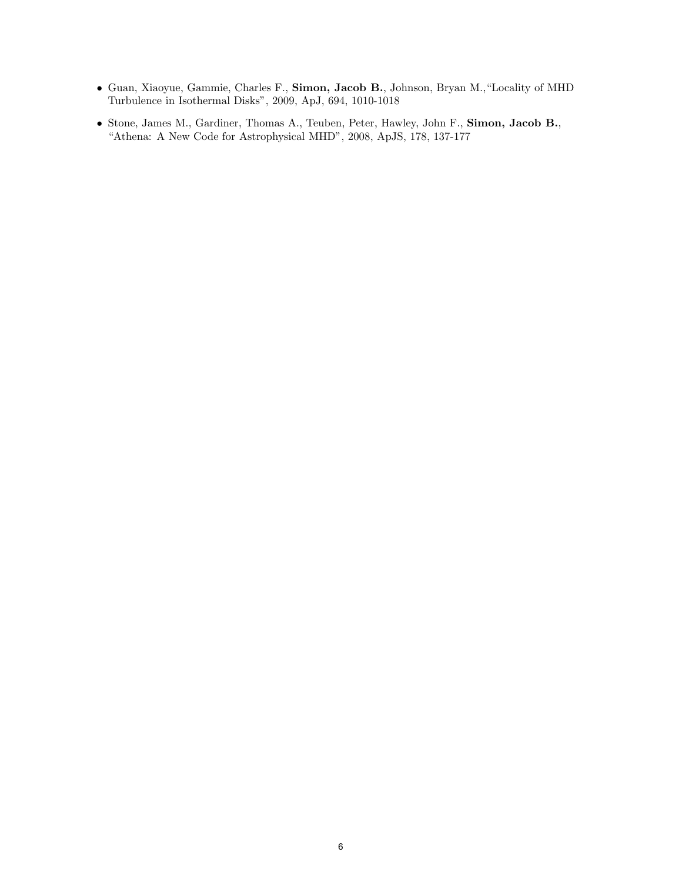- Guan, Xiaoyue, Gammie, Charles F., **Simon, Jacob B.**, Johnson, Bryan M.,"Locality of MHD Turbulence in Isothermal Disks", 2009, ApJ, 694, 1010-1018
- Stone, James M., Gardiner, Thomas A., Teuben, Peter, Hawley, John F., **Simon, Jacob B.**, "Athena: A New Code for Astrophysical MHD", 2008, ApJS, 178, 137-177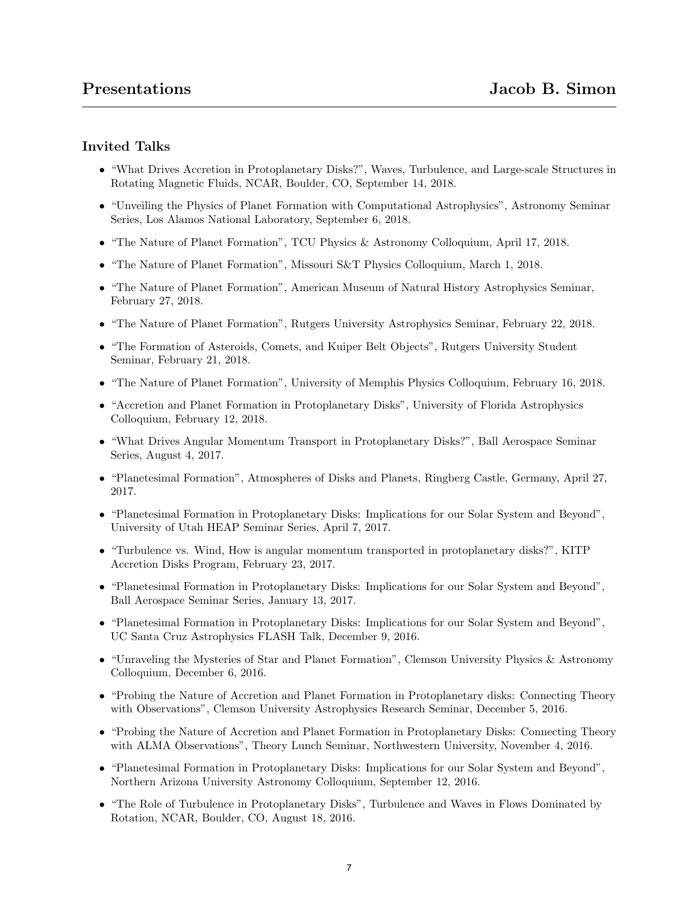# Presentations

## Invited Talks

- "What Drives Accretion in Protoplanetary Disks?", Waves, Turbulence, and Large-scale Structures in Rotating Magnetic Fluids, NCAR, Boulder, CO, September 14, 2018.
- "Unveiling the Physics of Planet Formation with Computational Astrophysics", Astronomy Seminar Series, Los Alamos National Laboratory, September 6, 2018.
- "The Nature of Planet Formation", TCU Physics & Astronomy Colloquium, April 17, 2018.
- "The Nature of Planet Formation", Missouri S&T Physics Colloquium, March 1, 2018.
- "The Nature of Planet Formation", American Museum of Natural History Astrophysics Seminar, February 27, 2018.
- "The Nature of Planet Formation", Rutgers University Astrophysics Seminar, February 22, 2018.
- "The Formation of Asteroids, Comets, and Kuiper Belt Objects", Rutgers University Student Seminar, February 21, 2018.
- "The Nature of Planet Formation", University of Memphis Physics Colloquium, February 16, 2018.
- "Accretion and Planet Formation in Protoplanetary Disks", University of Florida Astrophysics Colloquium, February 12, 2018.
- "What Drives Angular Momentum Transport in Protoplanetary Disks?", Ball Aerospace Seminar Series, August 4, 2017.
- "Planetesimal Formation", Atmospheres of Disks and Planets, Ringberg Castle, Germany, April 27, 2017.
- "Planetesimal Formation in Protoplanetary Disks: Implications for our Solar System and Beyond", University of Utah HEAP Seminar Series, April 7, 2017.
- "Turbulence vs. Wind, How is angular momentum transported in protoplanetary disks?", KITP Accretion Disks Program, February 23, 2017.
- "Planetesimal Formation in Protoplanetary Disks: Implications for our Solar System and Beyond", Ball Aerospace Seminar Series, January 13, 2017.
- "Planetesimal Formation in Protoplanetary Disks: Implications for our Solar System and Beyond", UC Santa Cruz Astrophysics FLASH Talk, December 9, 2016.
- "Unraveling the Mysteries of Star and Planet Formation", Clemson University Physics & Astronomy Colloquium, December 6, 2016.
- "Probing the Nature of Accretion and Planet Formation in Protoplanetary disks: Connecting Theory with Observations", Clemson University Astrophysics Research Seminar, December 5, 2016.
- "Probing the Nature of Accretion and Planet Formation in Protoplanetary Disks: Connecting Theory with ALMA Observations", Theory Lunch Seminar, Northwestern University, November 4, 2016.
- "Planetesimal Formation in Protoplanetary Disks: Implications for our Solar System and Beyond", Northern Arizona University Astronomy Colloquium, September 12, 2016.
- "The Role of Turbulence in Protoplanetary Disks", Turbulence and Waves in Flows Dominated by Rotation, NCAR, Boulder, CO, August 18, 2016.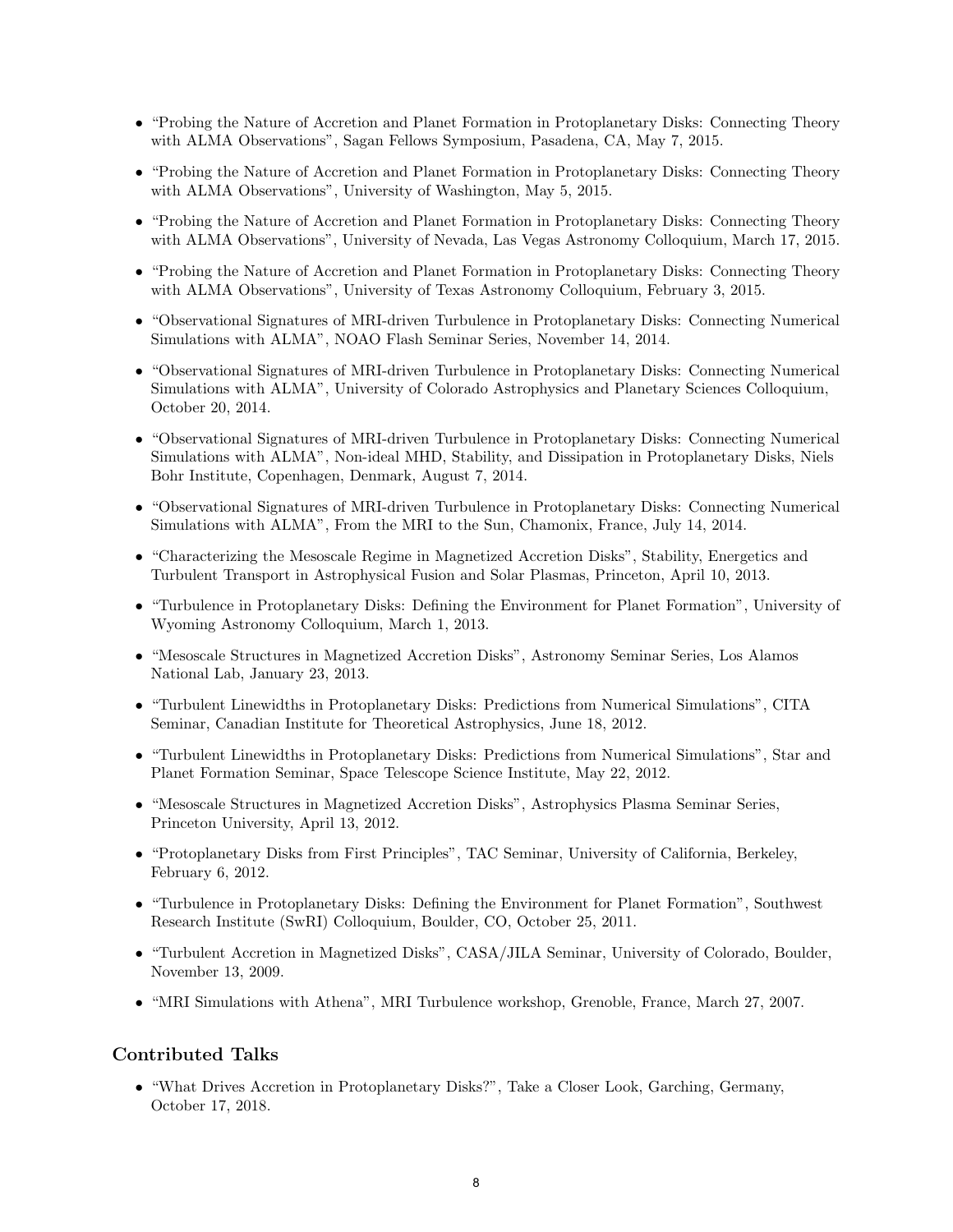- "Probing the Nature of Accretion and Planet Formation in Protoplanetary Disks: Connecting Theory with ALMA Observations", Sagan Fellows Symposium, Pasadena, CA, May 7, 2015.
- "Probing the Nature of Accretion and Planet Formation in Protoplanetary Disks: Connecting Theory with ALMA Observations", University of Washington, May 5, 2015.
- "Probing the Nature of Accretion and Planet Formation in Protoplanetary Disks: Connecting Theory with ALMA Observations", University of Nevada, Las Vegas Astronomy Colloquium, March 17, 2015.
- "Probing the Nature of Accretion and Planet Formation in Protoplanetary Disks: Connecting Theory with ALMA Observations", University of Texas Astronomy Colloquium, February 3, 2015.
- "Observational Signatures of MRI-driven Turbulence in Protoplanetary Disks: Connecting Numerical Simulations with ALMA", NOAO Flash Seminar Series, November 14, 2014.
- "Observational Signatures of MRI-driven Turbulence in Protoplanetary Disks: Connecting Numerical Simulations with ALMA", University of Colorado Astrophysics and Planetary Sciences Colloquium, October 20, 2014.
- "Observational Signatures of MRI-driven Turbulence in Protoplanetary Disks: Connecting Numerical Simulations with ALMA", Non-ideal MHD, Stability, and Dissipation in Protoplanetary Disks, Niels Bohr Institute, Copenhagen, Denmark, August 7, 2014.
- "Observational Signatures of MRI-driven Turbulence in Protoplanetary Disks: Connecting Numerical Simulations with ALMA", From the MRI to the Sun, Chamonix, France, July 14, 2014.
- "Characterizing the Mesoscale Regime in Magnetized Accretion Disks", Stability, Energetics and Turbulent Transport in Astrophysical Fusion and Solar Plasmas, Princeton, April 10, 2013.
- "Turbulence in Protoplanetary Disks: Defining the Environment for Planet Formation", University of Wyoming Astronomy Colloquium, March 1, 2013.
- "Mesoscale Structures in Magnetized Accretion Disks", Astronomy Seminar Series, Los Alamos National Lab, January 23, 2013.
- "Turbulent Linewidths in Protoplanetary Disks: Predictions from Numerical Simulations", CITA Seminar, Canadian Institute for Theoretical Astrophysics, June 18, 2012.
- "Turbulent Linewidths in Protoplanetary Disks: Predictions from Numerical Simulations", Star and Planet Formation Seminar, Space Telescope Science Institute, May 22, 2012.
- "Mesoscale Structures in Magnetized Accretion Disks", Astrophysics Plasma Seminar Series, Princeton University, April 13, 2012.
- "Protoplanetary Disks from First Principles", TAC Seminar, University of California, Berkeley, February 6, 2012.
- "Turbulence in Protoplanetary Disks: Defining the Environment for Planet Formation", Southwest Research Institute (SwRI) Colloquium, Boulder, CO, October 25, 2011.
- "Turbulent Accretion in Magnetized Disks", CASA/JILA Seminar, University of Colorado, Boulder, November 13, 2009.
- "MRI Simulations with Athena", MRI Turbulence workshop, Grenoble, France, March 27, 2007.

## Contributed Talks

- "What Drives Accretion in Protoplanetary Disks?", Take a Closer Look, Garching, Germany, October 17, 2018.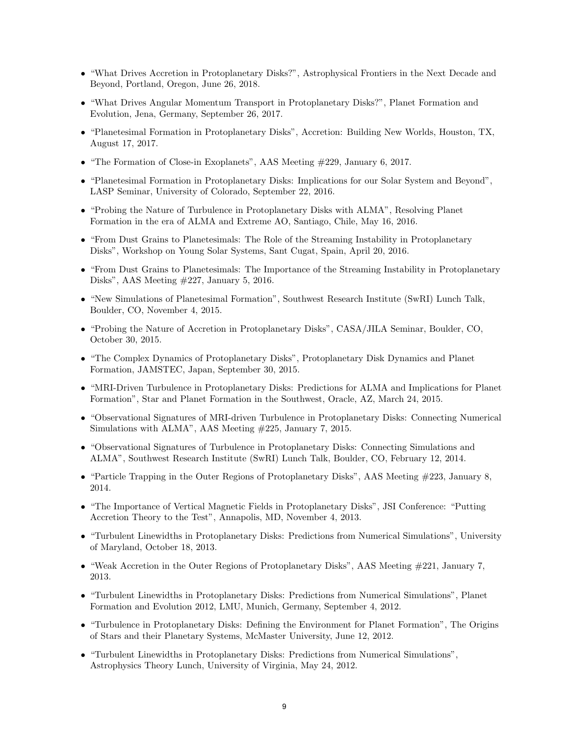- “What Drives Accretion in Protoplanetary Disks?”, Astrophysical Frontiers in the Next Decade and Beyond, Portland, Oregon, June 26, 2018.
- “What Drives Angular Momentum Transport in Protoplanetary Disks?”, Planet Formation and Evolution, Jena, Germany, September 26, 2017.
- “Planetesimal Formation in Protoplanetary Disks”, Accretion: Building New Worlds, Houston, TX, August 17, 2017.
- “The Formation of Close-in Exoplanets”, AAS Meeting #229, January 6, 2017.
- “Planetesimal Formation in Protoplanetary Disks: Implications for our Solar System and Beyond”, LASP Seminar, University of Colorado, September 22, 2016.
- “Probing the Nature of Turbulence in Protoplanetary Disks with ALMA”, Resolving Planet Formation in the era of ALMA and Extreme AO, Santiago, Chile, May 16, 2016.
- “From Dust Grains to Planetesimals: The Role of the Streaming Instability in Protoplanetary Disks”, Workshop on Young Solar Systems, Sant Cugat, Spain, April 20, 2016.
- “From Dust Grains to Planetesimals: The Importance of the Streaming Instability in Protoplanetary Disks”, AAS Meeting #227, January 5, 2016.
- “New Simulations of Planetesimal Formation”, Southwest Research Institute (SwRI) Lunch Talk, Boulder, CO, November 4, 2015.
- “Probing the Nature of Accretion in Protoplanetary Disks”, CASA/JILA Seminar, Boulder, CO, October 30, 2015.
- “The Complex Dynamics of Protoplanetary Disks”, Protoplanetary Disk Dynamics and Planet Formation, JAMSTEC, Japan, September 30, 2015.
- “MRI-Driven Turbulence in Protoplanetary Disks: Predictions for ALMA and Implications for Planet Formation”, Star and Planet Formation in the Southwest, Oracle, AZ, March 24, 2015.
- “Observational Signatures of MRI-driven Turbulence in Protoplanetary Disks: Connecting Numerical Simulations with ALMA”, AAS Meeting #225, January 7, 2015.
- “Observational Signatures of Turbulence in Protoplanetary Disks: Connecting Simulations and ALMA”, Southwest Research Institute (SwRI) Lunch Talk, Boulder, CO, February 12, 2014.
- “Particle Trapping in the Outer Regions of Protoplanetary Disks”, AAS Meeting #223, January 8, 2014.
- “The Importance of Vertical Magnetic Fields in Protoplanetary Disks”, JSI Conference: “Putting Accretion Theory to the Test”, Annapolis, MD, November 4, 2013.
- “Turbulent Linewidths in Protoplanetary Disks: Predictions from Numerical Simulations”, University of Maryland, October 18, 2013.
- “Weak Accretion in the Outer Regions of Protoplanetary Disks”, AAS Meeting #221, January 7, 2013.
- “Turbulent Linewidths in Protoplanetary Disks: Predictions from Numerical Simulations”, Planet Formation and Evolution 2012, LMU, Munich, Germany, September 4, 2012.
- “Turbulence in Protoplanetary Disks: Defining the Environment for Planet Formation”, The Origins of Stars and their Planetary Systems, McMaster University, June 12, 2012.
- “Turbulent Linewidths in Protoplanetary Disks: Predictions from Numerical Simulations”, Astrophysics Theory Lunch, University of Virginia, May 24, 2012.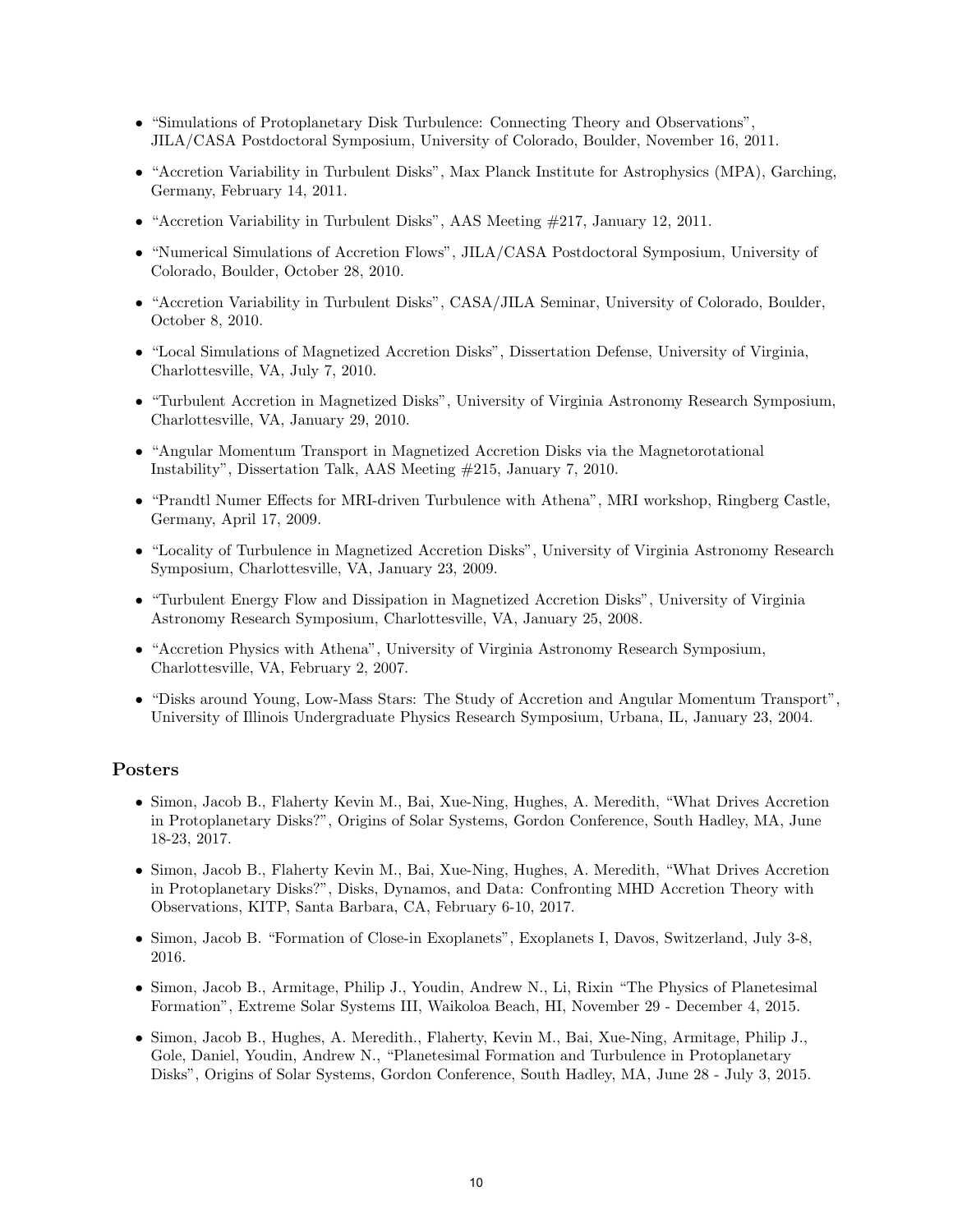- “Simulations of Protoplanetary Disk Turbulence: Connecting Theory and Observations”, JILA/CASA Postdoctoral Symposium, University of Colorado, Boulder, November 16, 2011.
- “Accretion Variability in Turbulent Disks”, Max Planck Institute for Astrophysics (MPA), Garching, Germany, February 14, 2011.
- “Accretion Variability in Turbulent Disks”, AAS Meeting #217, January 12, 2011.
- “Numerical Simulations of Accretion Flows”, JILA/CASA Postdoctoral Symposium, University of Colorado, Boulder, October 28, 2010.
- “Accretion Variability in Turbulent Disks”, CASA/JILA Seminar, University of Colorado, Boulder, October 8, 2010.
- “Local Simulations of Magnetized Accretion Disks”, Dissertation Defense, University of Virginia, Charlottesville, VA, July 7, 2010.
- “Turbulent Accretion in Magnetized Disks”, University of Virginia Astronomy Research Symposium, Charlottesville, VA, January 29, 2010.
- “Angular Momentum Transport in Magnetized Accretion Disks via the Magnetorotational Instability”, Dissertation Talk, AAS Meeting #215, January 7, 2010.
- “Prandtl Numer Effects for MRI-driven Turbulence with Athena”, MRI workshop, Ringberg Castle, Germany, April 17, 2009.
- “Locality of Turbulence in Magnetized Accretion Disks”, University of Virginia Astronomy Research Symposium, Charlottesville, VA, January 23, 2009.
- “Turbulent Energy Flow and Dissipation in Magnetized Accretion Disks”, University of Virginia Astronomy Research Symposium, Charlottesville, VA, January 25, 2008.
- “Accretion Physics with Athena”, University of Virginia Astronomy Research Symposium, Charlottesville, VA, February 2, 2007.
- “Disks around Young, Low-Mass Stars: The Study of Accretion and Angular Momentum Transport”, University of Illinois Undergraduate Physics Research Symposium, Urbana, IL, January 23, 2004.

## Posters

- Simon, Jacob B., Flaherty Kevin M., Bai, Xue-Ning, Hughes, A. Meredith, “What Drives Accretion in Protoplanetary Disks?”, Origins of Solar Systems, Gordon Conference, South Hadley, MA, June 18-23, 2017.
- Simon, Jacob B., Flaherty Kevin M., Bai, Xue-Ning, Hughes, A. Meredith, “What Drives Accretion in Protoplanetary Disks?”, Disks, Dynamos, and Data: Confronting MHD Accretion Theory with Observations, KITP, Santa Barbara, CA, February 6-10, 2017.
- Simon, Jacob B. “Formation of Close-in Exoplanets”, Exoplanets I, Davos, Switzerland, July 3-8, 2016.
- Simon, Jacob B., Armitage, Philip J., Youdin, Andrew N., Li, Rixin “The Physics of Planetesimal Formation”, Extreme Solar Systems III, Waikoloa Beach, HI, November 29 - December 4, 2015.
- Simon, Jacob B., Hughes, A. Meredith., Flaherty, Kevin M., Bai, Xue-Ning, Armitage, Philip J., Gole, Daniel, Youdin, Andrew N., “Planetesimal Formation and Turbulence in Protoplanetary Disks”, Origins of Solar Systems, Gordon Conference, South Hadley, MA, June 28 - July 3, 2015.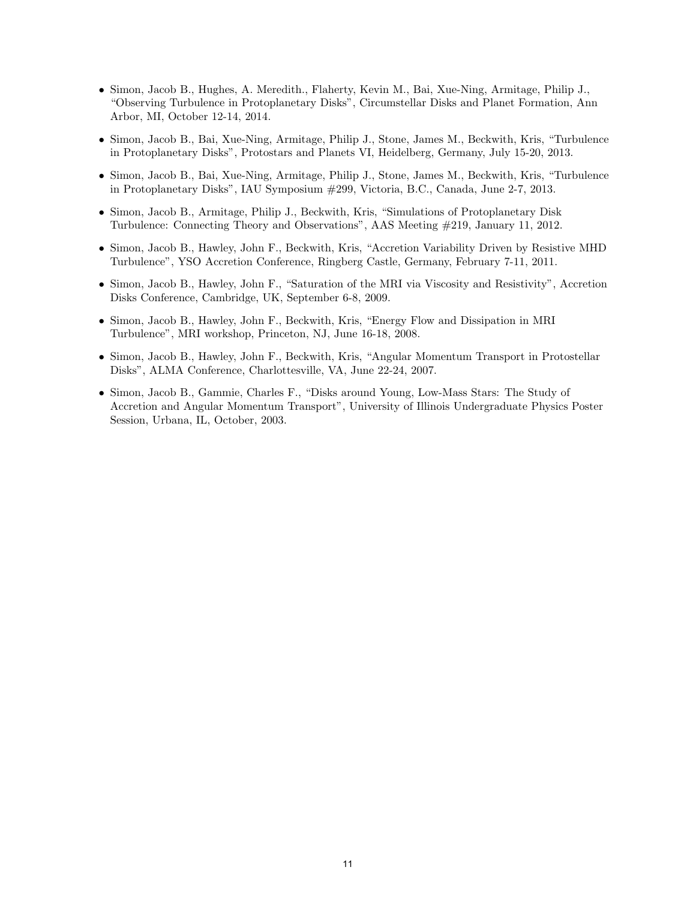- Simon, Jacob B., Hughes, A. Meredith., Flaherty, Kevin M., Bai, Xue-Ning, Armitage, Philip J., "Observing Turbulence in Protoplanetary Disks", Circumstellar Disks and Planet Formation, Ann Arbor, MI, October 12-14, 2014.
- Simon, Jacob B., Bai, Xue-Ning, Armitage, Philip J., Stone, James M., Beckwith, Kris, "Turbulence in Protoplanetary Disks", Protostars and Planets VI, Heidelberg, Germany, July 15-20, 2013.
- Simon, Jacob B., Bai, Xue-Ning, Armitage, Philip J., Stone, James M., Beckwith, Kris, "Turbulence in Protoplanetary Disks", IAU Symposium #299, Victoria, B.C., Canada, June 2-7, 2013.
- Simon, Jacob B., Armitage, Philip J., Beckwith, Kris, "Simulations of Protoplanetary Disk Turbulence: Connecting Theory and Observations", AAS Meeting #219, January 11, 2012.
- Simon, Jacob B., Hawley, John F., Beckwith, Kris, "Accretion Variability Driven by Resistive MHD Turbulence", YSO Accretion Conference, Ringberg Castle, Germany, February 7-11, 2011.
- Simon, Jacob B., Hawley, John F., "Saturation of the MRI via Viscosity and Resistivity", Accretion Disks Conference, Cambridge, UK, September 6-8, 2009.
- Simon, Jacob B., Hawley, John F., Beckwith, Kris, "Energy Flow and Dissipation in MRI Turbulence", MRI workshop, Princeton, NJ, June 16-18, 2008.
- Simon, Jacob B., Hawley, John F., Beckwith, Kris, "Angular Momentum Transport in Protostellar Disks", ALMA Conference, Charlottesville, VA, June 22-24, 2007.
- Simon, Jacob B., Gammie, Charles F., "Disks around Young, Low-Mass Stars: The Study of Accretion and Angular Momentum Transport", University of Illinois Undergraduate Physics Poster Session, Urbana, IL, October, 2003.